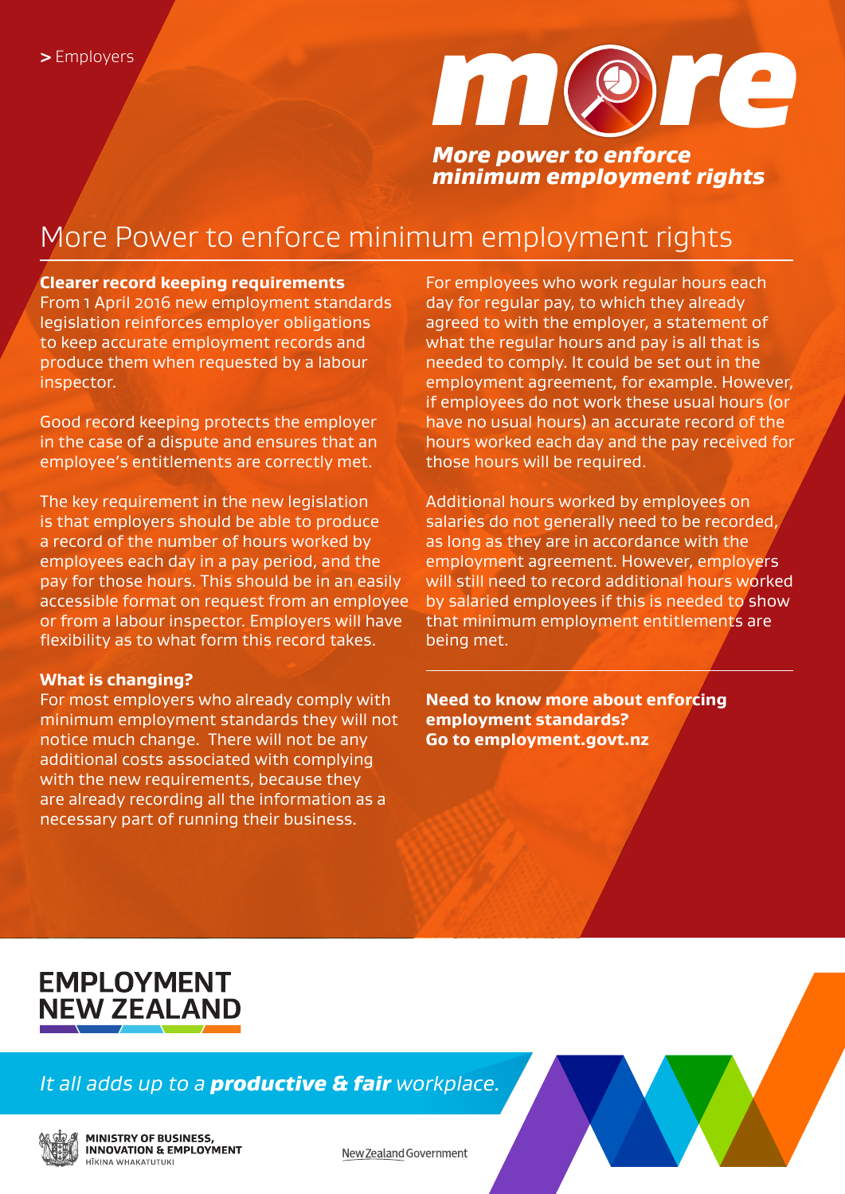> Employers

**more**

***More power to enforce minimum employment rights***

# More Power to enforce minimum employment rights

**Clearer record keeping requirements**
From 1 April 2016 new employment standards legislation reinforces employer obligations to keep accurate employment records and produce them when requested by a labour inspector.

Good record keeping protects the employer in the case of a dispute and ensures that an employee's entitlements are correctly met.

The key requirement in the new legislation is that employers should be able to produce a record of the number of hours worked by employees each day in a pay period, and the pay for those hours. This should be in an easily accessible format on request from an employee or from a labour inspector. Employers will have flexibility as to what form this record takes.

**What is changing?**
For most employers who already comply with minimum employment standards they will not notice much change. There will not be any additional costs associated with complying with the new requirements, because they are already recording all the information as a necessary part of running their business.

For employees who work regular hours each day for regular pay, to which they already agreed to with the employer, a statement of what the regular hours and pay is all that is needed to comply. It could be set out in the employment agreement, for example. However, if employees do not work these usual hours (or have no usual hours) an accurate record of the hours worked each day and the pay received for those hours will be required.

Additional hours worked by employees on salaries do not generally need to be recorded, as long as they are in accordance with the employment agreement. However, employers will still need to record additional hours worked by salaried employees if this is needed to show that minimum employment entitlements are being met.

---

**Need to know more about enforcing employment standards?**
**Go to employment.govt.nz**

EMPLOYMENT NEW ZEALAND

*It all adds up to a **productive & fair** workplace.*

MINISTRY OF BUSINESS, INNOVATION & EMPLOYMENT
HĪKINA WHAKATUTUKI

New Zealand Government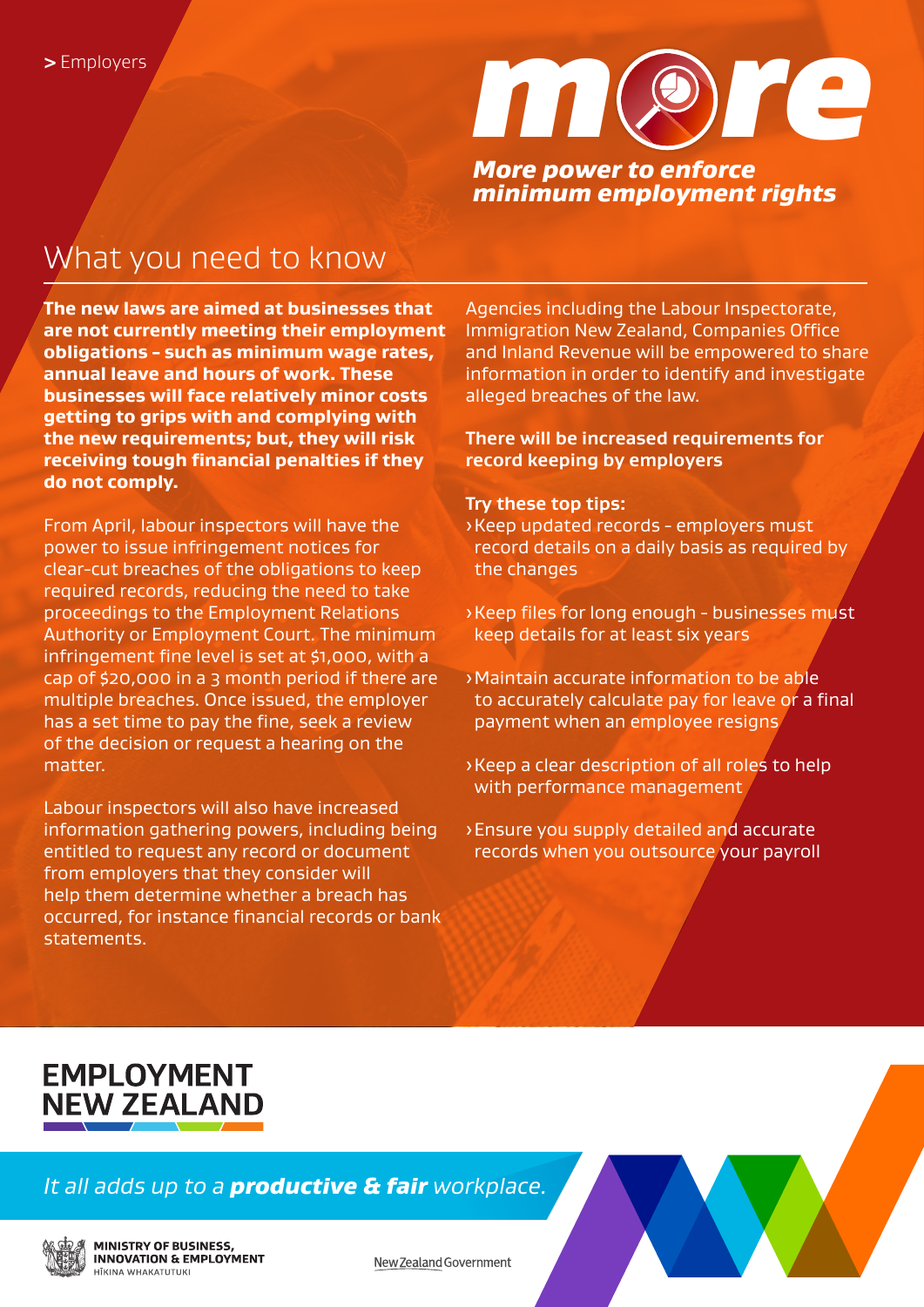> Employers

# more

**More power to enforce minimum employment rights**

## What you need to know

**The new laws are aimed at businesses that are not currently meeting their employment obligations - such as minimum wage rates, annual leave and hours of work. These businesses will face relatively minor costs getting to grips with and complying with the new requirements; but, they will risk receiving tough financial penalties if they do not comply.**

From April, labour inspectors will have the power to issue infringement notices for clear-cut breaches of the obligations to keep required records, reducing the need to take proceedings to the Employment Relations Authority or Employment Court. The minimum infringement fine level is set at $1,000, with a cap of $20,000 in a 3 month period if there are multiple breaches. Once issued, the employer has a set time to pay the fine, seek a review of the decision or request a hearing on the matter.

Labour inspectors will also have increased information gathering powers, including being entitled to request any record or document from employers that they consider will help them determine whether a breach has occurred, for instance financial records or bank statements.

Agencies including the Labour Inspectorate, Immigration New Zealand, Companies Office and Inland Revenue will be empowered to share information in order to identify and investigate alleged breaches of the law.

**There will be increased requirements for record keeping by employers**

**Try these top tips:**

- Keep updated records - employers must record details on a daily basis as required by the changes
- Keep files for long enough - businesses must keep details for at least six years
- Maintain accurate information to be able to accurately calculate pay for leave or a final payment when an employee resigns
- Keep a clear description of all roles to help with performance management
- Ensure you supply detailed and accurate records when you outsource your payroll

EMPLOYMENT NEW ZEALAND

*It all adds up to a **productive & fair** workplace.*

MINISTRY OF BUSINESS, INNOVATION & EMPLOYMENT
HĪKINA WHAKATUTUKI

New Zealand Government